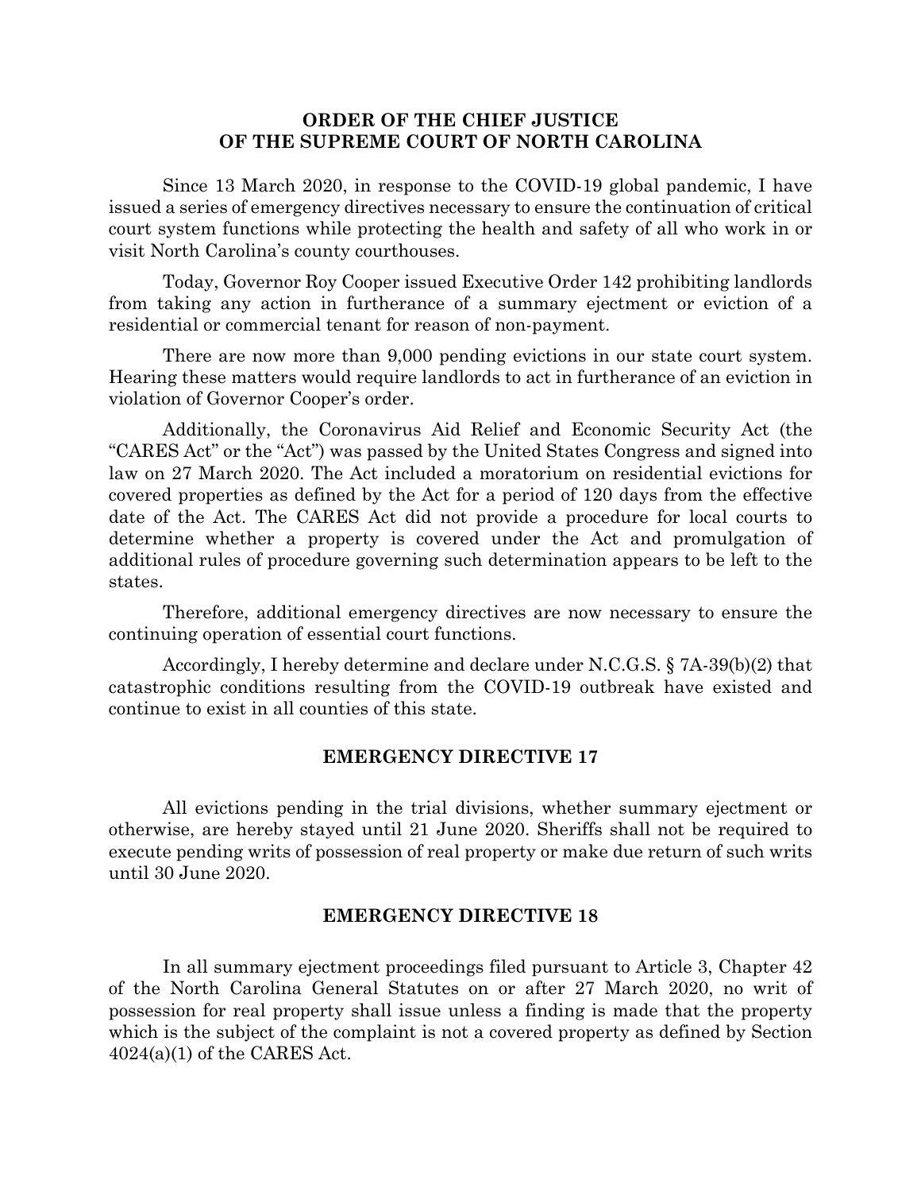**ORDER OF THE CHIEF JUSTICE**
**OF THE SUPREME COURT OF NORTH CAROLINA**

Since 13 March 2020, in response to the COVID-19 global pandemic, I have issued a series of emergency directives necessary to ensure the continuation of critical court system functions while protecting the health and safety of all who work in or visit North Carolina's county courthouses.

Today, Governor Roy Cooper issued Executive Order 142 prohibiting landlords from taking any action in furtherance of a summary ejectment or eviction of a residential or commercial tenant for reason of non-payment.

There are now more than 9,000 pending evictions in our state court system. Hearing these matters would require landlords to act in furtherance of an eviction in violation of Governor Cooper's order.

Additionally, the Coronavirus Aid Relief and Economic Security Act (the "CARES Act" or the "Act") was passed by the United States Congress and signed into law on 27 March 2020. The Act included a moratorium on residential evictions for covered properties as defined by the Act for a period of 120 days from the effective date of the Act. The CARES Act did not provide a procedure for local courts to determine whether a property is covered under the Act and promulgation of additional rules of procedure governing such determination appears to be left to the states.

Therefore, additional emergency directives are now necessary to ensure the continuing operation of essential court functions.

Accordingly, I hereby determine and declare under N.C.G.S. § 7A-39(b)(2) that catastrophic conditions resulting from the COVID-19 outbreak have existed and continue to exist in all counties of this state.

## EMERGENCY DIRECTIVE 17

All evictions pending in the trial divisions, whether summary ejectment or otherwise, are hereby stayed until 21 June 2020. Sheriffs shall not be required to execute pending writs of possession of real property or make due return of such writs until 30 June 2020.

## EMERGENCY DIRECTIVE 18

In all summary ejectment proceedings filed pursuant to Article 3, Chapter 42 of the North Carolina General Statutes on or after 27 March 2020, no writ of possession for real property shall issue unless a finding is made that the property which is the subject of the complaint is not a covered property as defined by Section 4024(a)(1) of the CARES Act.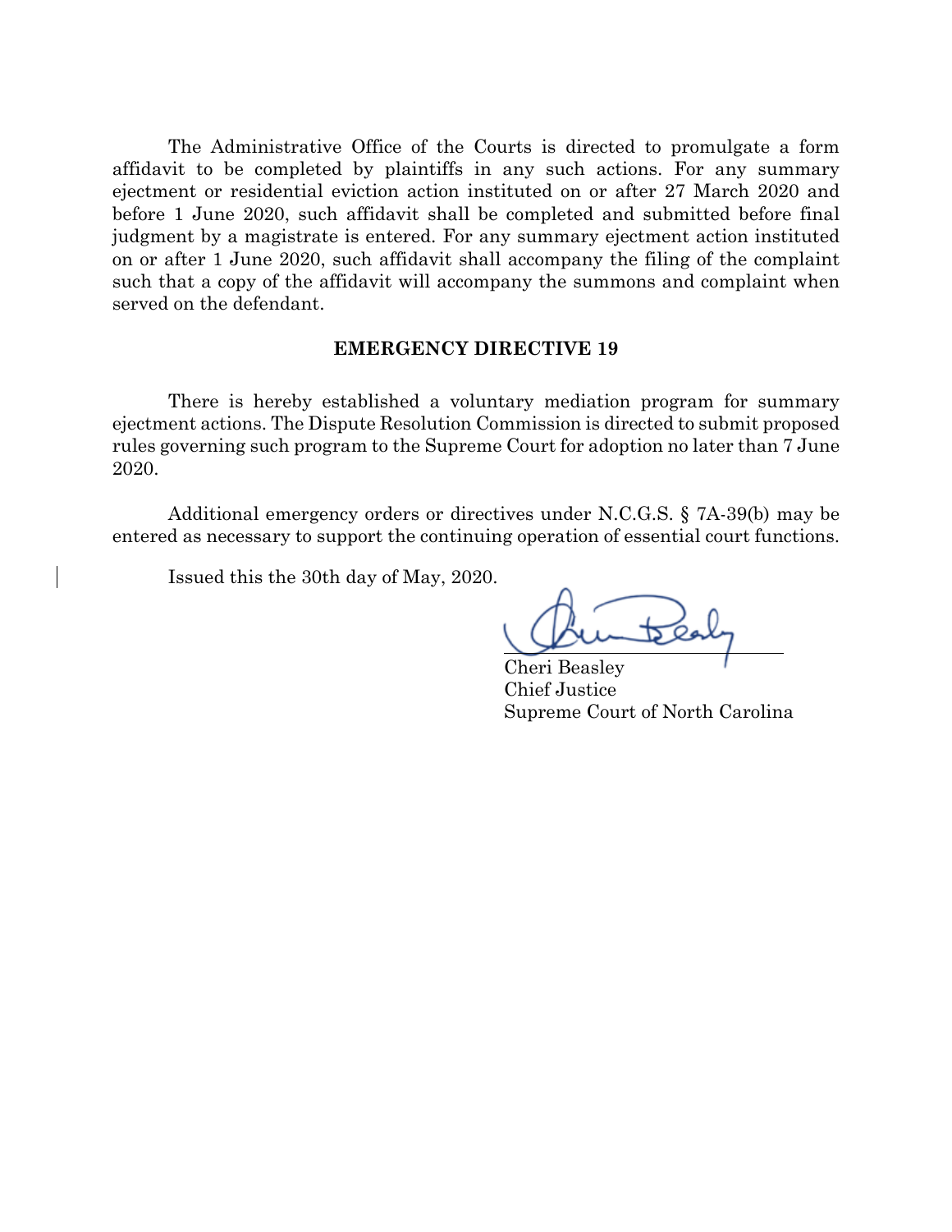The Administrative Office of the Courts is directed to promulgate a form affidavit to be completed by plaintiffs in any such actions. For any summary ejectment or residential eviction action instituted on or after 27 March 2020 and before 1 June 2020, such affidavit shall be completed and submitted before final judgment by a magistrate is entered. For any summary ejectment action instituted on or after 1 June 2020, such affidavit shall accompany the filing of the complaint such that a copy of the affidavit will accompany the summons and complaint when served on the defendant.

## EMERGENCY DIRECTIVE 19

There is hereby established a voluntary mediation program for summary ejectment actions. The Dispute Resolution Commission is directed to submit proposed rules governing such program to the Supreme Court for adoption no later than 7 June 2020.

Additional emergency orders or directives under N.C.G.S. § 7A-39(b) may be entered as necessary to support the continuing operation of essential court functions.

Issued this the 30th day of May, 2020.

Cheri Beasley
Chief Justice
Supreme Court of North Carolina